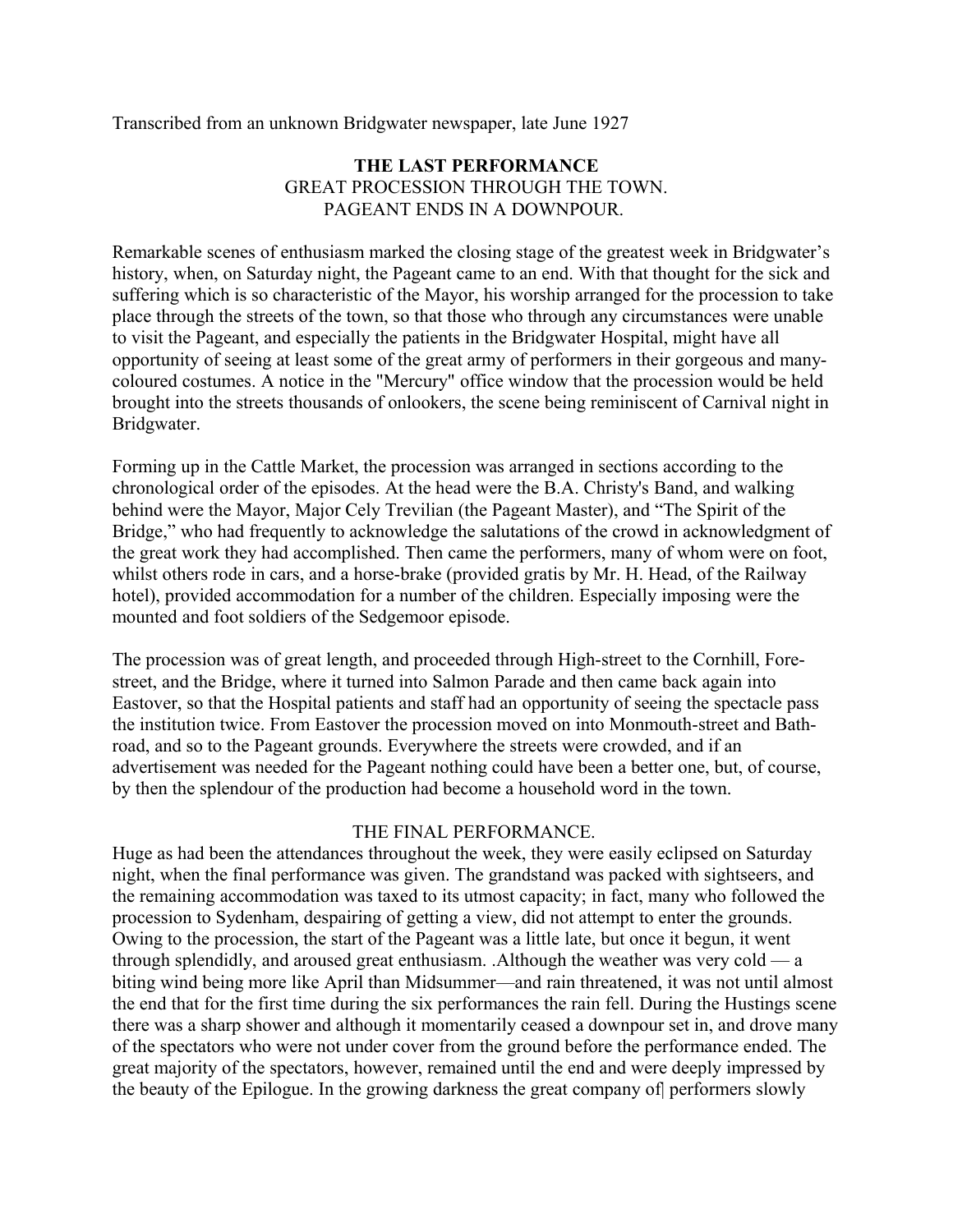Transcribed from an unknown Bridgwater newspaper, late June 1927

**THE LAST PERFORMANCE**

GREAT PROCESSION THROUGH THE TOWN.

PAGEANT ENDS IN A DOWNPOUR.

Remarkable scenes of enthusiasm marked the closing stage of the greatest week in Bridgwater's history, when, on Saturday night, the Pageant came to an end. With that thought for the sick and suffering which is so characteristic of the Mayor, his worship arranged for the procession to take place through the streets of the town, so that those who through any circumstances were unable to visit the Pageant, and especially the patients in the Bridgwater Hospital, might have all opportunity of seeing at least some of the great army of performers in their gorgeous and many-coloured costumes. A notice in the "Mercury" office window that the procession would be held brought into the streets thousands of onlookers, the scene being reminiscent of Carnival night in Bridgwater.

Forming up in the Cattle Market, the procession was arranged in sections according to the chronological order of the episodes. At the head were the B.A. Christy's Band, and walking behind were the Mayor, Major Cely Trevilian (the Pageant Master), and "The Spirit of the Bridge," who had frequently to acknowledge the salutations of the crowd in acknowledgment of the great work they had accomplished. Then came the performers, many of whom were on foot, whilst others rode in cars, and a horse-brake (provided gratis by Mr. H. Head, of the Railway hotel), provided accommodation for a number of the children. Especially imposing were the mounted and foot soldiers of the Sedgemoor episode.

The procession was of great length, and proceeded through High-street to the Cornhill, Fore-street, and the Bridge, where it turned into Salmon Parade and then came back again into Eastover, so that the Hospital patients and staff had an opportunity of seeing the spectacle pass the institution twice. From Eastover the procession moved on into Monmouth-street and Bath-road, and so to the Pageant grounds. Everywhere the streets were crowded, and if an advertisement was needed for the Pageant nothing could have been a better one, but, of course, by then the splendour of the production had become a household word in the town.

THE FINAL PERFORMANCE.

Huge as had been the attendances throughout the week, they were easily eclipsed on Saturday night, when the final performance was given. The grandstand was packed with sightseers, and the remaining accommodation was taxed to its utmost capacity; in fact, many who followed the procession to Sydenham, despairing of getting a view, did not attempt to enter the grounds. Owing to the procession, the start of the Pageant was a little late, but once it begun, it went through splendidly, and aroused great enthusiasm. .Although the weather was very cold — a biting wind being more like April than Midsummer—and rain threatened, it was not until almost the end that for the first time during the six performances the rain fell. During the Hustings scene there was a sharp shower and although it momentarily ceased a downpour set in, and drove many of the spectators who were not under cover from the ground before the performance ended. The great majority of the spectators, however, remained until the end and were deeply impressed by the beauty of the Epilogue. In the growing darkness the great company of| performers slowly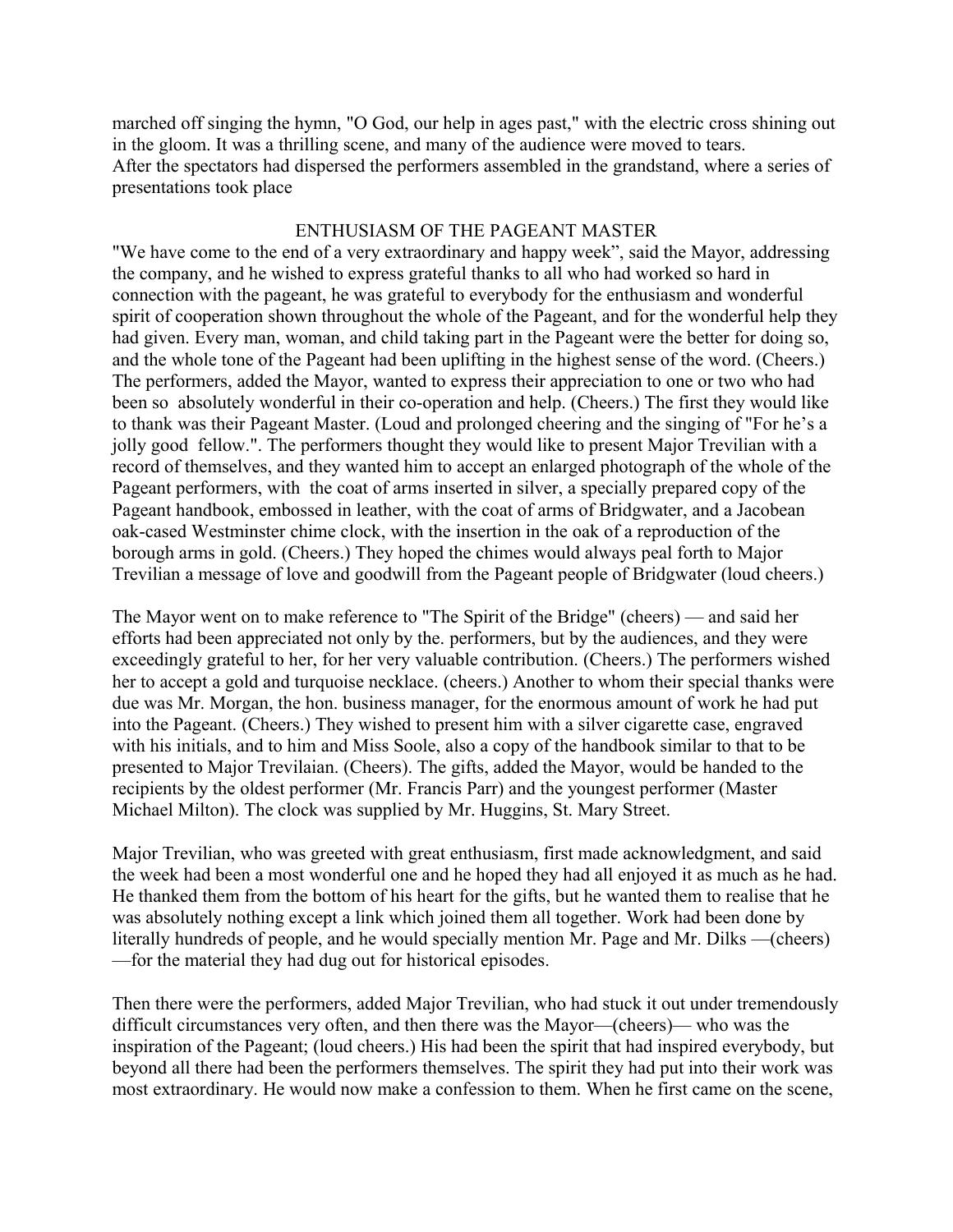marched off singing the hymn, "O God, our help in ages past," with the electric cross shining out in the gloom. It was a thrilling scene, and many of the audience were moved to tears.
After the spectators had dispersed the performers assembled in the grandstand, where a series of presentations took place

## ENTHUSIASM OF THE PAGEANT MASTER

"We have come to the end of a very extraordinary and happy week", said the Mayor, addressing the company, and he wished to express grateful thanks to all who had worked so hard in connection with the pageant, he was grateful to everybody for the enthusiasm and wonderful spirit of cooperation shown throughout the whole of the Pageant, and for the wonderful help they had given. Every man, woman, and child taking part in the Pageant were the better for doing so, and the whole tone of the Pageant had been uplifting in the highest sense of the word. (Cheers.) The performers, added the Mayor, wanted to express their appreciation to one or two who had been so absolutely wonderful in their co-operation and help. (Cheers.) The first they would like to thank was their Pageant Master. (Loud and prolonged cheering and the singing of "For he's a jolly good fellow.". The performers thought they would like to present Major Trevilian with a record of themselves, and they wanted him to accept an enlarged photograph of the whole of the Pageant performers, with the coat of arms inserted in silver, a specially prepared copy of the Pageant handbook, embossed in leather, with the coat of arms of Bridgwater, and a Jacobean oak-cased Westminster chime clock, with the insertion in the oak of a reproduction of the borough arms in gold. (Cheers.) They hoped the chimes would always peal forth to Major Trevilian a message of love and goodwill from the Pageant people of Bridgwater (loud cheers.)

The Mayor went on to make reference to "The Spirit of the Bridge" (cheers) — and said her efforts had been appreciated not only by the. performers, but by the audiences, and they were exceedingly grateful to her, for her very valuable contribution. (Cheers.) The performers wished her to accept a gold and turquoise necklace. (cheers.) Another to whom their special thanks were due was Mr. Morgan, the hon. business manager, for the enormous amount of work he had put into the Pageant. (Cheers.) They wished to present him with a silver cigarette case, engraved with his initials, and to him and Miss Soole, also a copy of the handbook similar to that to be presented to Major Trevilaian. (Cheers). The gifts, added the Mayor, would be handed to the recipients by the oldest performer (Mr. Francis Parr) and the youngest performer (Master Michael Milton). The clock was supplied by Mr. Huggins, St. Mary Street.

Major Trevilian, who was greeted with great enthusiasm, first made acknowledgment, and said the week had been a most wonderful one and he hoped they had all enjoyed it as much as he had. He thanked them from the bottom of his heart for the gifts, but he wanted them to realise that he was absolutely nothing except a link which joined them all together. Work had been done by literally hundreds of people, and he would specially mention Mr. Page and Mr. Dilks —(cheers) —for the material they had dug out for historical episodes.

Then there were the performers, added Major Trevilian, who had stuck it out under tremendously difficult circumstances very often, and then there was the Mayor—(cheers)— who was the inspiration of the Pageant; (loud cheers.) His had been the spirit that had inspired everybody, but beyond all there had been the performers themselves. The spirit they had put into their work was most extraordinary. He would now make a confession to them. When he first came on the scene,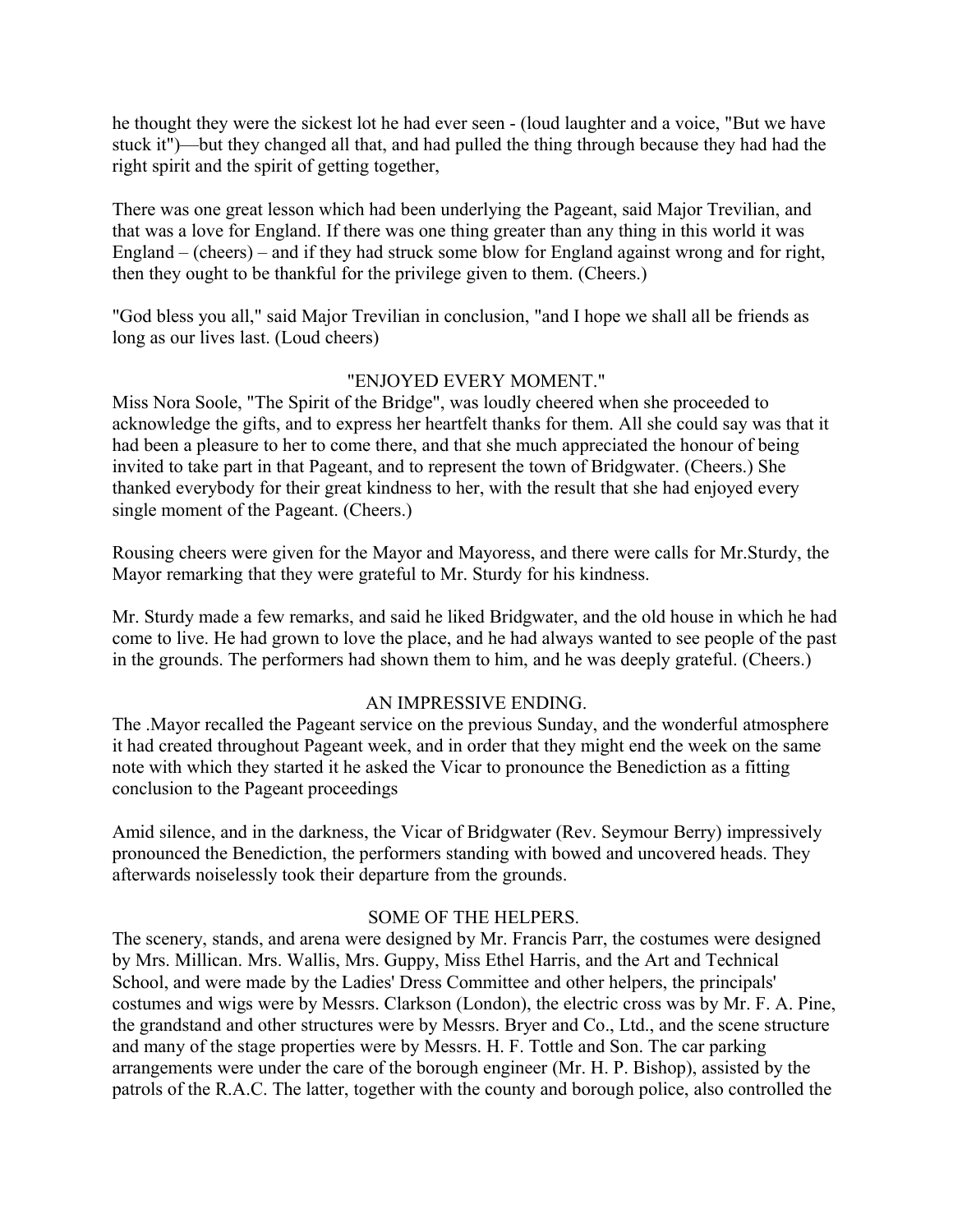he thought they were the sickest lot he had ever seen - (loud laughter and a voice, "But we have stuck it")—but they changed all that, and had pulled the thing through because they had had the right spirit and the spirit of getting together,

There was one great lesson which had been underlying the Pageant, said Major Trevilian, and that was a love for England. If there was one thing greater than any thing in this world it was England – (cheers) – and if they had struck some blow for England against wrong and for right, then they ought to be thankful for the privilege given to them. (Cheers.)

"God bless you all," said Major Trevilian in conclusion, "and I hope we shall all be friends as long as our lives last. (Loud cheers)

### "ENJOYED EVERY MOMENT."

Miss Nora Soole, "The Spirit of the Bridge", was loudly cheered when she proceeded to acknowledge the gifts, and to express her heartfelt thanks for them. All she could say was that it had been a pleasure to her to come there, and that she much appreciated the honour of being invited to take part in that Pageant, and to represent the town of Bridgwater. (Cheers.) She thanked everybody for their great kindness to her, with the result that she had enjoyed every single moment of the Pageant. (Cheers.)

Rousing cheers were given for the Mayor and Mayoress, and there were calls for Mr.Sturdy, the Mayor remarking that they were grateful to Mr. Sturdy for his kindness.

Mr. Sturdy made a few remarks, and said he liked Bridgwater, and the old house in which he had come to live. He had grown to love the place, and he had always wanted to see people of the past in the grounds. The performers had shown them to him, and he was deeply grateful. (Cheers.)

### AN IMPRESSIVE ENDING.

The .Mayor recalled the Pageant service on the previous Sunday, and the wonderful atmosphere it had created throughout Pageant week, and in order that they might end the week on the same note with which they started it he asked the Vicar to pronounce the Benediction as a fitting conclusion to the Pageant proceedings

Amid silence, and in the darkness, the Vicar of Bridgwater (Rev. Seymour Berry) impressively pronounced the Benediction, the performers standing with bowed and uncovered heads. They afterwards noiselessly took their departure from the grounds.

### SOME OF THE HELPERS.

The scenery, stands, and arena were designed by Mr. Francis Parr, the costumes were designed by Mrs. Millican. Mrs. Wallis, Mrs. Guppy, Miss Ethel Harris, and the Art and Technical School, and were made by the Ladies' Dress Committee and other helpers, the principals' costumes and wigs were by Messrs. Clarkson (London), the electric cross was by Mr. F. A. Pine, the grandstand and other structures were by Messrs. Bryer and Co., Ltd., and the scene structure and many of the stage properties were by Messrs. H. F. Tottle and Son. The car parking arrangements were under the care of the borough engineer (Mr. H. P. Bishop), assisted by the patrols of the R.A.C. The latter, together with the county and borough police, also controlled the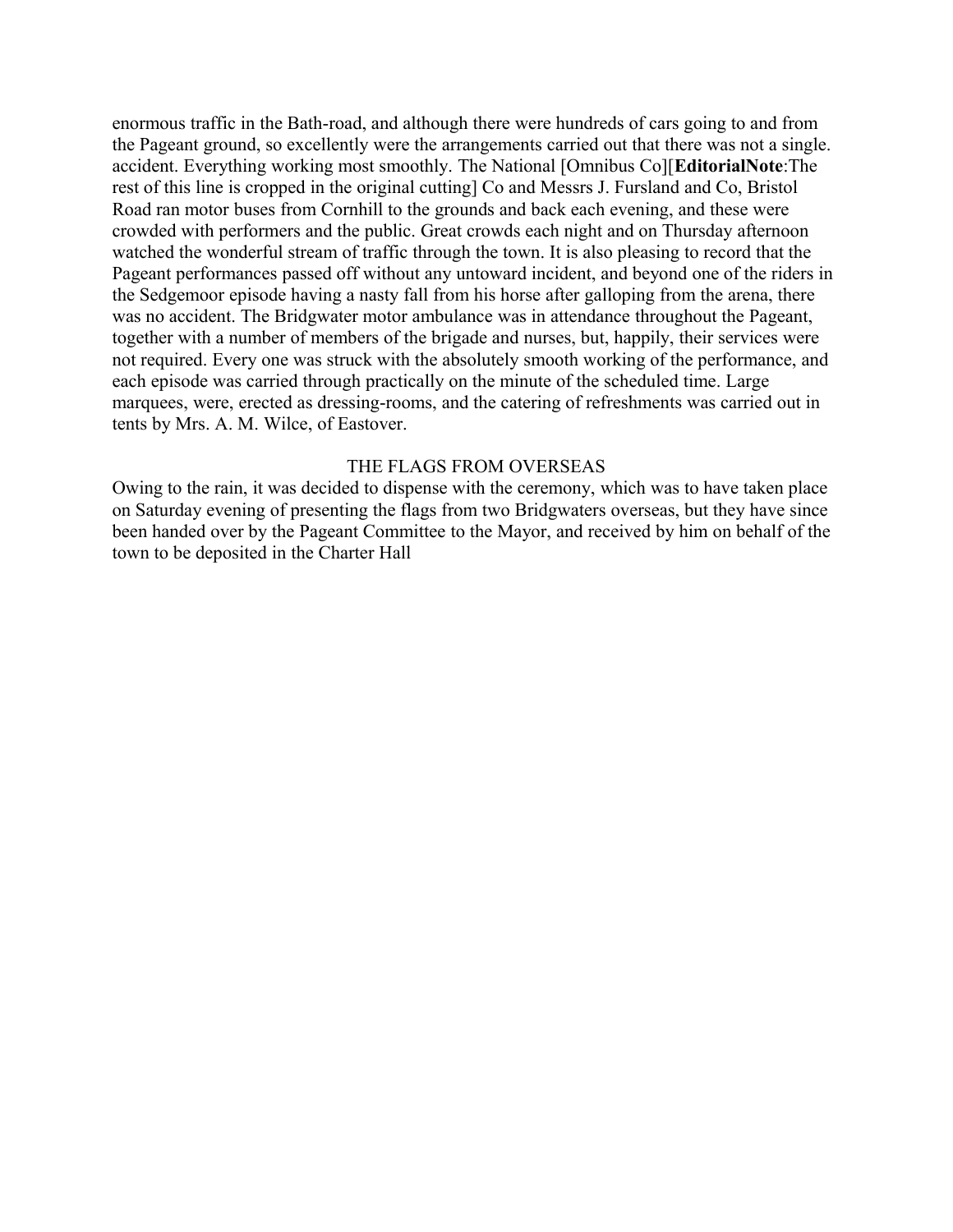enormous traffic in the Bath-road, and although there were hundreds of cars going to and from the Pageant ground, so excellently were the arrangements carried out that there was not a single. accident. Everything working most smoothly. The National [Omnibus Co][**EditorialNote**:The rest of this line is cropped in the original cutting] Co and Messrs J. Fursland and Co, Bristol Road ran motor buses from Cornhill to the grounds and back each evening, and these were crowded with performers and the public. Great crowds each night and on Thursday afternoon watched the wonderful stream of traffic through the town. It is also pleasing to record that the Pageant performances passed off without any untoward incident, and beyond one of the riders in the Sedgemoor episode having a nasty fall from his horse after galloping from the arena, there was no accident. The Bridgwater motor ambulance was in attendance throughout the Pageant, together with a number of members of the brigade and nurses, but, happily, their services were not required. Every one was struck with the absolutely smooth working of the performance, and each episode was carried through practically on the minute of the scheduled time. Large marquees, were, erected as dressing-rooms, and the catering of refreshments was carried out in tents by Mrs. A. M. Wilce, of Eastover.

## THE FLAGS FROM OVERSEAS

Owing to the rain, it was decided to dispense with the ceremony, which was to have taken place on Saturday evening of presenting the flags from two Bridgwaters overseas, but they have since been handed over by the Pageant Committee to the Mayor, and received by him on behalf of the town to be deposited in the Charter Hall